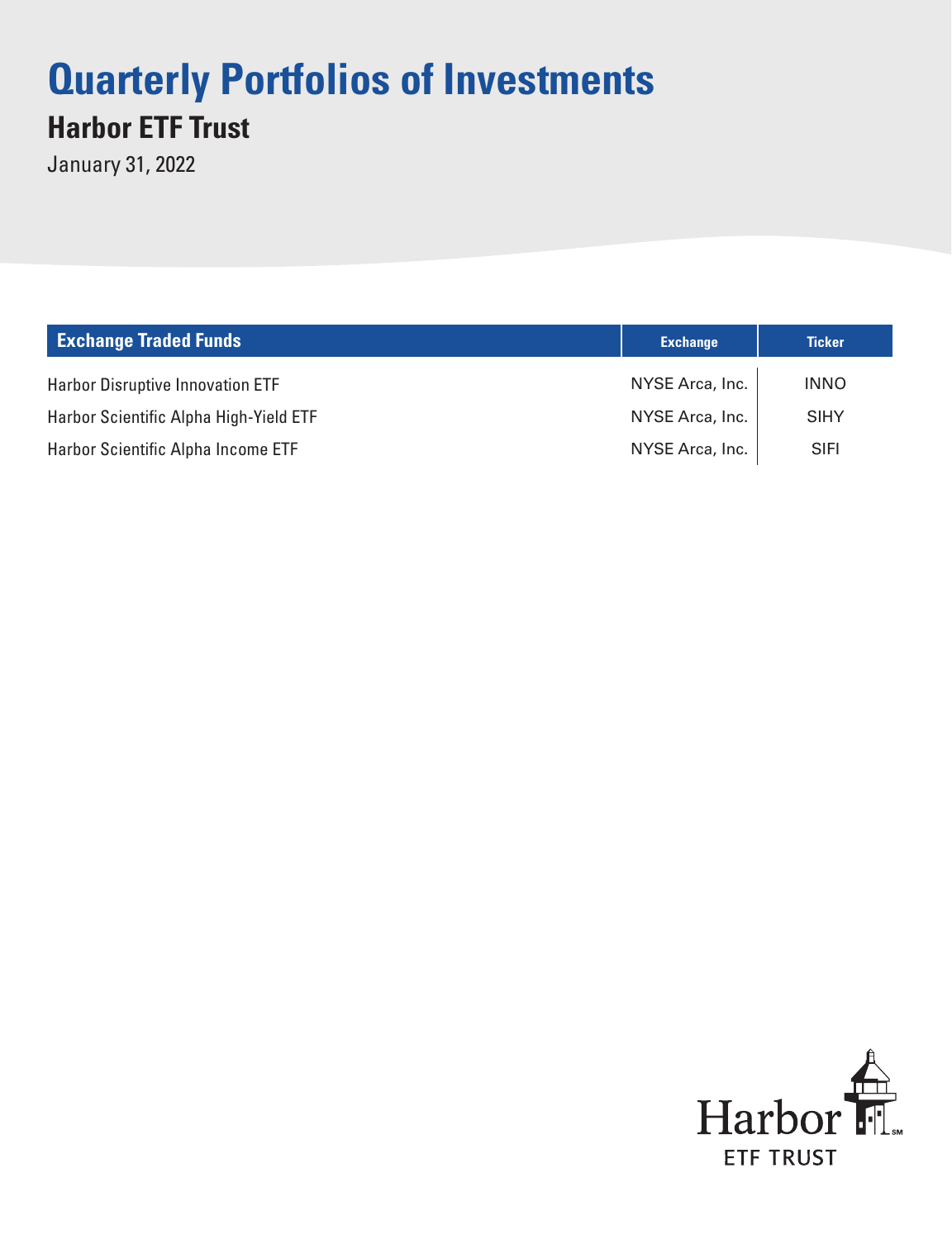# Quarterly Portfolios of Investments

## Harbor ETF Trust

January 31, 2022

| Exchange Traded Funds | Exchange | Ticker |
|---|---|---|
| Harbor Disruptive Innovation ETF | NYSE Arca, Inc. | INNO |
| Harbor Scientific Alpha High-Yield ETF | NYSE Arca, Inc. | SIHY |
| Harbor Scientific Alpha Income ETF | NYSE Arca, Inc. | SIFI |

Harbor ETF TRUST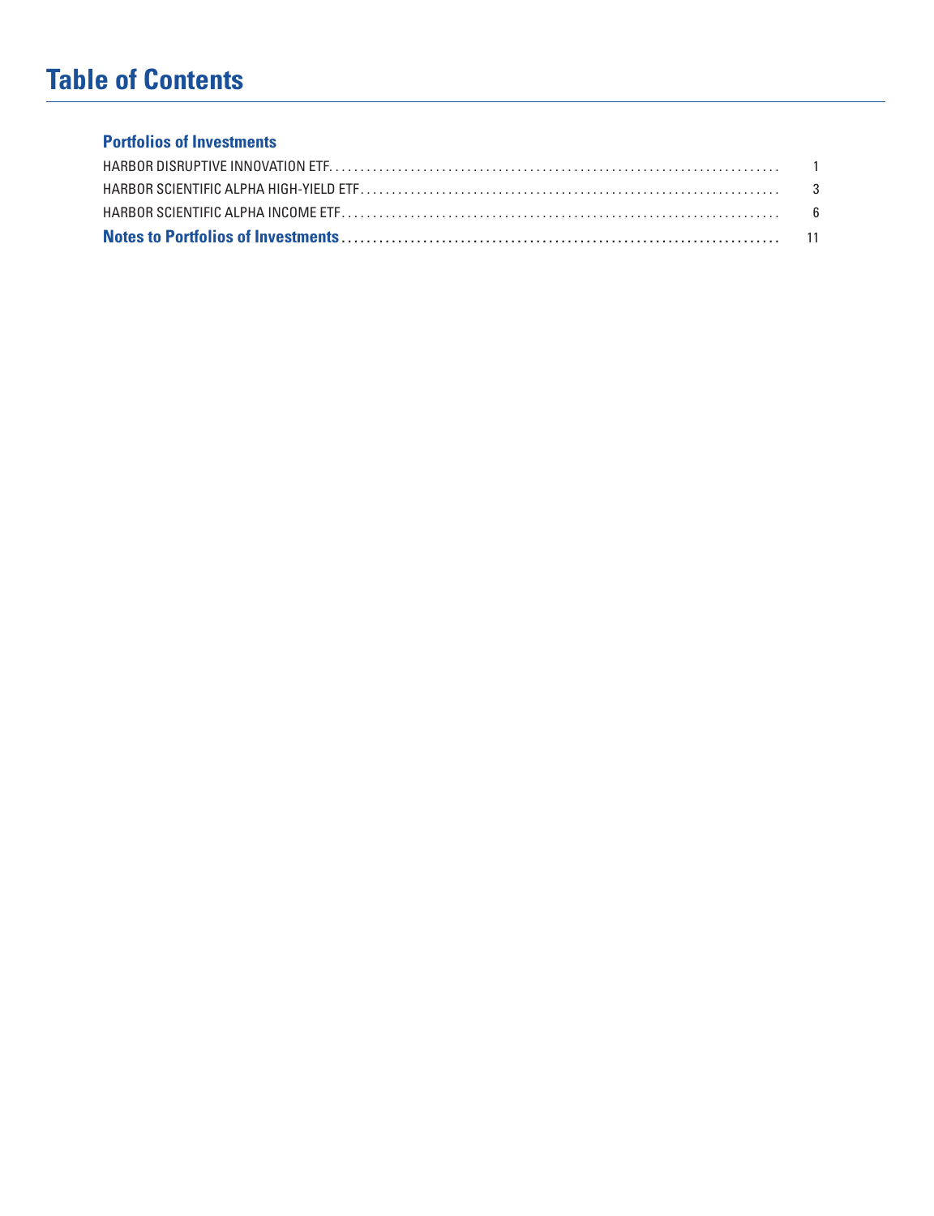# Table of Contents

**Portfolios of Investments**

| | |
|---|---|
| HARBOR DISRUPTIVE INNOVATION ETF | 1 |
| HARBOR SCIENTIFIC ALPHA HIGH-YIELD ETF | 3 |
| HARBOR SCIENTIFIC ALPHA INCOME ETF | 6 |
| **Notes to Portfolios of Investments** | 11 |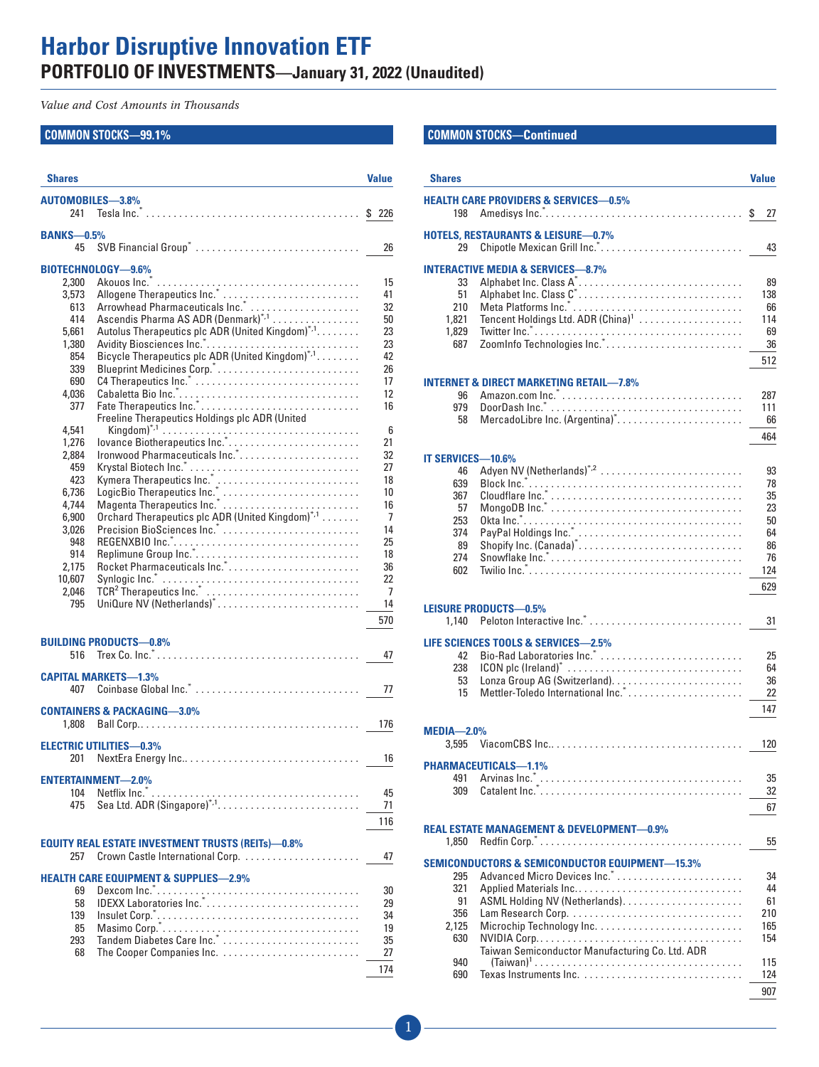# Harbor Disruptive Innovation ETF

## PORTFOLIO OF INVESTMENTS—January 31, 2022 (Unaudited)

*Value and Cost Amounts in Thousands*

### COMMON STOCKS—99.1%

| Shares | | Value |
|---|---|---|
| **AUTOMOBILES—3.8%** | | |
| 241 | Tesla Inc.* | $ 226 |
| **BANKS—0.5%** | | |
| 45 | SVB Financial Group* | 26 |
| **BIOTECHNOLOGY—9.6%** | | |
| 2,300 | Akouos Inc.* | 15 |
| 3,573 | Allogene Therapeutics Inc.* | 41 |
| 613 | Arrowhead Pharmaceuticals Inc.* | 32 |
| 414 | Ascendis Pharma AS ADR (Denmark)*,1 | 50 |
| 5,661 | Autolus Therapeutics plc ADR (United Kingdom)*,1 | 23 |
| 1,380 | Avidity Biosciences Inc.* | 23 |
| 854 | Bicycle Therapeutics plc ADR (United Kingdom)*,1 | 42 |
| 339 | Blueprint Medicines Corp.* | 26 |
| 690 | C4 Therapeutics Inc.* | 17 |
| 4,036 | Cabaletta Bio Inc.* | 12 |
| 377 | Fate Therapeutics Inc.* | 16 |
| 4,541 | Freeline Therapeutics Holdings plc ADR (United Kingdom)*,1 | 6 |
| 1,276 | Iovance Biotherapeutics Inc.* | 21 |
| 2,884 | Ironwood Pharmaceuticals Inc.* | 32 |
| 459 | Krystal Biotech Inc.* | 27 |
| 423 | Kymera Therapeutics Inc.* | 18 |
| 6,736 | LogicBio Therapeutics Inc.* | 10 |
| 4,744 | Magenta Therapeutics Inc.* | 16 |
| 6,900 | Orchard Therapeutics plc ADR (United Kingdom)*,1 | 7 |
| 3,026 | Precision BioSciences Inc.* | 14 |
| 948 | REGENXBIO Inc.* | 25 |
| 914 | Replimune Group Inc.* | 18 |
| 2,175 | Rocket Pharmaceuticals Inc.* | 36 |
| 10,607 | Synlogic Inc.* | 22 |
| 2,046 | TCR$^2$ Therapeutics Inc.* | 7 |
| 795 | UniQure NV (Netherlands)* | 14 |
| | | 570 |
| **BUILDING PRODUCTS—0.8%** | | |
| 516 | Trex Co. Inc.* | 47 |
| **CAPITAL MARKETS—1.3%** | | |
| 407 | Coinbase Global Inc.* | 77 |
| **CONTAINERS & PACKAGING—3.0%** | | |
| 1,808 | Ball Corp. | 176 |
| **ELECTRIC UTILITIES—0.3%** | | |
| 201 | NextEra Energy Inc. | 16 |
| **ENTERTAINMENT—2.0%** | | |
| 104 | Netflix Inc.* | 45 |
| 475 | Sea Ltd. ADR (Singapore)*,1 | 71 |
| | | 116 |
| **EQUITY REAL ESTATE INVESTMENT TRUSTS (REITs)—0.8%** | | |
| 257 | Crown Castle International Corp. | 47 |
| **HEALTH CARE EQUIPMENT & SUPPLIES—2.9%** | | |
| 69 | Dexcom Inc.* | 30 |
| 58 | IDEXX Laboratories Inc.* | 29 |
| 139 | Insulet Corp.* | 34 |
| 85 | Masimo Corp.* | 19 |
| 293 | Tandem Diabetes Care Inc.* | 35 |
| 68 | The Cooper Companies Inc. | 27 |
| | | 174 |

### COMMON STOCKS—Continued

| Shares | | Value |
|---|---|---|
| **HEALTH CARE PROVIDERS & SERVICES—0.5%** | | |
| 198 | Amedisys Inc.* | $ 27 |
| **HOTELS, RESTAURANTS & LEISURE—0.7%** | | |
| 29 | Chipotle Mexican Grill Inc.* | 43 |
| **INTERACTIVE MEDIA & SERVICES—8.7%** | | |
| 33 | Alphabet Inc. Class A* | 89 |
| 51 | Alphabet Inc. Class C* | 138 |
| 210 | Meta Platforms Inc.* | 66 |
| 1,821 | Tencent Holdings Ltd. ADR (China)1 | 114 |
| 1,829 | Twitter Inc.* | 69 |
| 687 | ZoomInfo Technologies Inc.* | 36 |
| | | 512 |
| **INTERNET & DIRECT MARKETING RETAIL—7.8%** | | |
| 96 | Amazon.com Inc.* | 287 |
| 979 | DoorDash Inc.* | 111 |
| 58 | MercadoLibre Inc. (Argentina)* | 66 |
| | | 464 |
| **IT SERVICES—10.6%** | | |
| 46 | Adyen NV (Netherlands)*,2 | 93 |
| 639 | Block Inc.* | 78 |
| 367 | Cloudflare Inc.* | 35 |
| 57 | MongoDB Inc.* | 23 |
| 253 | Okta Inc.* | 50 |
| 374 | PayPal Holdings Inc.* | 64 |
| 89 | Shopify Inc. (Canada)* | 86 |
| 274 | Snowflake Inc.* | 76 |
| 602 | Twilio Inc.* | 124 |
| | | 629 |
| **LEISURE PRODUCTS—0.5%** | | |
| 1,140 | Peloton Interactive Inc.* | 31 |
| **LIFE SCIENCES TOOLS & SERVICES—2.5%** | | |
| 42 | Bio-Rad Laboratories Inc.* | 25 |
| 238 | ICON plc (Ireland)* | 64 |
| 53 | Lonza Group AG (Switzerland) | 36 |
| 15 | Mettler-Toledo International Inc.* | 22 |
| | | 147 |
| **MEDIA—2.0%** | | |
| 3,595 | ViacomCBS Inc. | 120 |
| **PHARMACEUTICALS—1.1%** | | |
| 491 | Arvinas Inc.* | 35 |
| 309 | Catalent Inc.* | 32 |
| | | 67 |
| **REAL ESTATE MANAGEMENT & DEVELOPMENT—0.9%** | | |
| 1,850 | Redfin Corp.* | 55 |
| **SEMICONDUCTORS & SEMICONDUCTOR EQUIPMENT—15.3%** | | |
| 295 | Advanced Micro Devices Inc.* | 34 |
| 321 | Applied Materials Inc. | 44 |
| 91 | ASML Holding NV (Netherlands) | 61 |
| 356 | Lam Research Corp. | 210 |
| 2,125 | Microchip Technology Inc. | 165 |
| 630 | NVIDIA Corp. | 154 |
| 940 | Taiwan Semiconductor Manufacturing Co. Ltd. ADR (Taiwan)1 | 115 |
| 690 | Texas Instruments Inc. | 124 |
| | | 907 |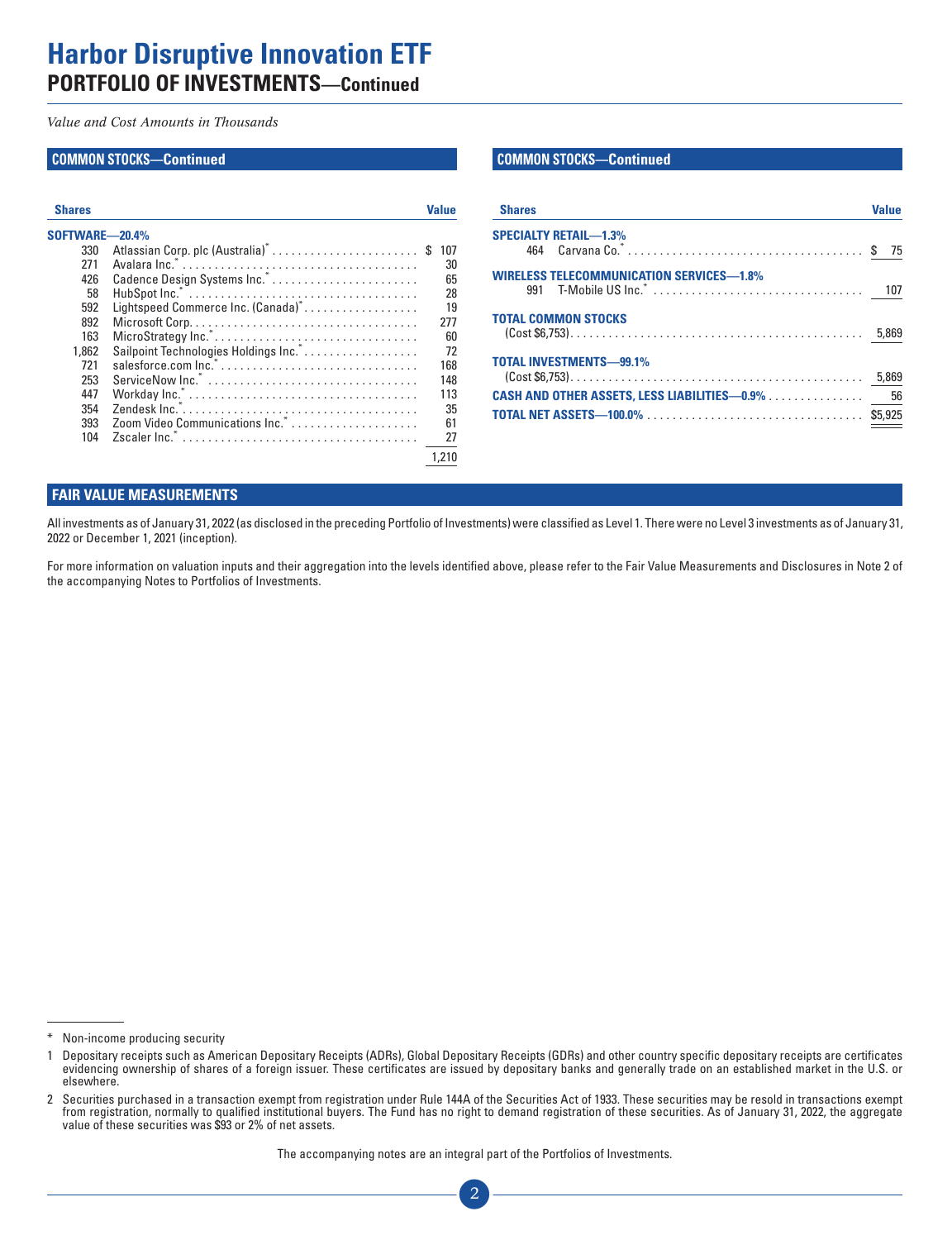# Harbor Disruptive Innovation ETF
## PORTFOLIO OF INVESTMENTS—Continued

*Value and Cost Amounts in Thousands*

### COMMON STOCKS—Continued

| Shares | | Value |
|---|---|---|
| **SOFTWARE—20.4%** | | |
| 330 | Atlassian Corp. plc (Australia)* | $ 107 |
| 271 | Avalara Inc.* | 30 |
| 426 | Cadence Design Systems Inc.* | 65 |
| 58 | HubSpot Inc.* | 28 |
| 592 | Lightspeed Commerce Inc. (Canada)* | 19 |
| 892 | Microsoft Corp. | 277 |
| 163 | MicroStrategy Inc.* | 60 |
| 1,862 | Sailpoint Technologies Holdings Inc.* | 72 |
| 721 | salesforce.com Inc.* | 168 |
| 253 | ServiceNow Inc.* | 148 |
| 447 | Workday Inc.* | 113 |
| 354 | Zendesk Inc.* | 35 |
| 393 | Zoom Video Communications Inc.* | 61 |
| 104 | Zscaler Inc.* | 27 |
| | | 1,210 |
| **SPECIALTY RETAIL—1.3%** | | |
| 464 | Carvana Co.* | $ 75 |
| **WIRELESS TELECOMMUNICATION SERVICES—1.8%** | | |
| 991 | T-Mobile US Inc.* | 107 |
| **TOTAL COMMON STOCKS** (Cost $6,753) | | 5,869 |
| **TOTAL INVESTMENTS—99.1%** (Cost $6,753) | | 5,869 |
| **CASH AND OTHER ASSETS, LESS LIABILITIES—0.9%** | | 56 |
| **TOTAL NET ASSETS—100.0%** | | $5,925 |

### FAIR VALUE MEASUREMENTS

All investments as of January 31, 2022 (as disclosed in the preceding Portfolio of Investments) were classified as Level 1. There were no Level 3 investments as of January 31, 2022 or December 1, 2021 (inception).

For more information on valuation inputs and their aggregation into the levels identified above, please refer to the Fair Value Measurements and Disclosures in Note 2 of the accompanying Notes to Portfolios of Investments.

---

\* Non-income producing security

1 Depositary receipts such as American Depositary Receipts (ADRs), Global Depositary Receipts (GDRs) and other country specific depositary receipts are certificates evidencing ownership of shares of a foreign issuer. These certificates are issued by depositary banks and generally trade on an established market in the U.S. or elsewhere.

2 Securities purchased in a transaction exempt from registration under Rule 144A of the Securities Act of 1933. These securities may be resold in transactions exempt from registration, normally to qualified institutional buyers. The Fund has no right to demand registration of these securities. As of January 31, 2022, the aggregate value of these securities was $93 or 2% of net assets.

The accompanying notes are an integral part of the Portfolios of Investments.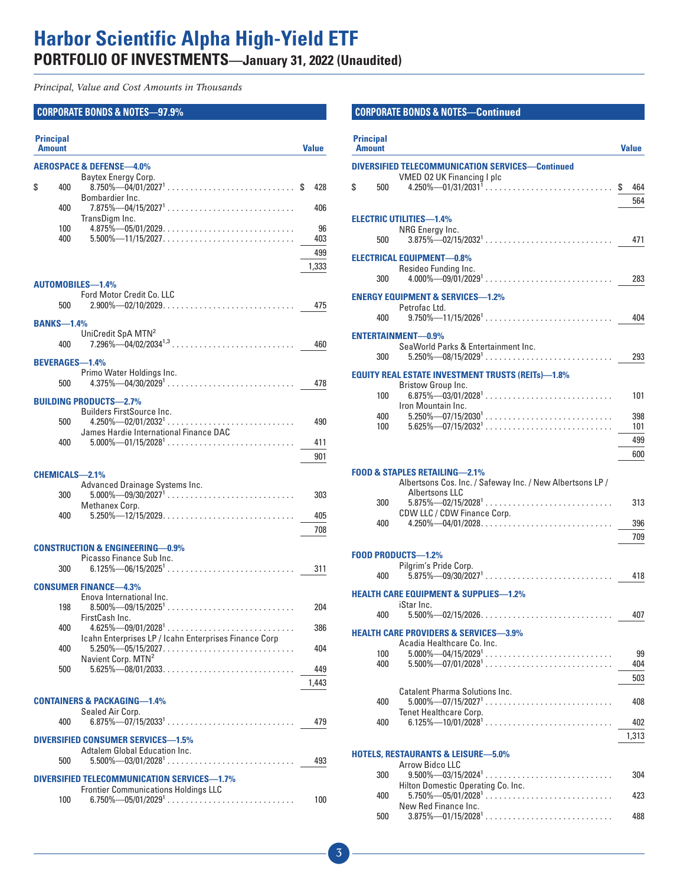# Harbor Scientific Alpha High-Yield ETF

## PORTFOLIO OF INVESTMENTS—January 31, 2022 (Unaudited)

*Principal, Value and Cost Amounts in Thousands*

### CORPORATE BONDS & NOTES—97.9%

| Principal Amount | | Value |
|---|---|---|
| **AEROSPACE & DEFENSE—4.0%** | | |
| | Baytex Energy Corp. | |
| $ 400 | 8.750%—04/01/2027[1] | $ 428 |
| | Bombardier Inc. | |
| 400 | 7.875%—04/15/2027[1] | 406 |
| | TransDigm Inc. | |
| 100 | 4.875%—05/01/2029 | 96 |
| 400 | 5.500%—11/15/2027 | 403 |
| | | 499 |
| | | 1,333 |
| **AUTOMOBILES—1.4%** | | |
| | Ford Motor Credit Co. LLC | |
| 500 | 2.900%—02/10/2029 | 475 |
| **BANKS—1.4%** | | |
| | UniCredit SpA MTN[2] | |
| 400 | 7.296%—04/02/2034[1,3] | 460 |
| **BEVERAGES—1.4%** | | |
| | Primo Water Holdings Inc. | |
| 500 | 4.375%—04/30/2029[1] | 478 |
| **BUILDING PRODUCTS—2.7%** | | |
| | Builders FirstSource Inc. | |
| 500 | 4.250%—02/01/2032[1] | 490 |
| | James Hardie International Finance DAC | |
| 400 | 5.000%—01/15/2028[1] | 411 |
| | | 901 |
| **CHEMICALS—2.1%** | | |
| | Advanced Drainage Systems Inc. | |
| 300 | 5.000%—09/30/2027[1] | 303 |
| | Methanex Corp. | |
| 400 | 5.250%—12/15/2029 | 405 |
| | | 708 |
| **CONSTRUCTION & ENGINEERING—0.9%** | | |
| | Picasso Finance Sub Inc. | |
| 300 | 6.125%—06/15/2025[1] | 311 |
| **CONSUMER FINANCE—4.3%** | | |
| | Enova International Inc. | |
| 198 | 8.500%—09/15/2025[1] | 204 |
| | FirstCash Inc. | |
| 400 | 4.625%—09/01/2028[1] | 386 |
| | Icahn Enterprises LP / Icahn Enterprises Finance Corp | |
| 400 | 5.250%—05/15/2027 | 404 |
| | Navient Corp. MTN[2] | |
| 500 | 5.625%—08/01/2033 | 449 |
| | | 1,443 |
| **CONTAINERS & PACKAGING—1.4%** | | |
| | Sealed Air Corp. | |
| 400 | 6.875%—07/15/2033[1] | 479 |
| **DIVERSIFIED CONSUMER SERVICES—1.5%** | | |
| | Adtalem Global Education Inc. | |
| 500 | 5.500%—03/01/2028[1] | 493 |
| **DIVERSIFIED TELECOMMUNICATION SERVICES—1.7%** | | |
| | Frontier Communications Holdings LLC | |
| 100 | 6.750%—05/01/2029[1] | 100 |

### CORPORATE BONDS & NOTES—Continued

| Principal Amount | | Value |
|---|---|---|
| **DIVERSIFIED TELECOMMUNICATION SERVICES—Continued** | | |
| | VMED O2 UK Financing I plc | |
| $ 500 | 4.250%—01/31/2031[1] | $ 464 |
| | | 564 |
| **ELECTRIC UTILITIES—1.4%** | | |
| | NRG Energy Inc. | |
| 500 | 3.875%—02/15/2032[1] | 471 |
| **ELECTRICAL EQUIPMENT—0.8%** | | |
| | Resideo Funding Inc. | |
| 300 | 4.000%—09/01/2029[1] | 283 |
| **ENERGY EQUIPMENT & SERVICES—1.2%** | | |
| | Petrofac Ltd. | |
| 400 | 9.750%—11/15/2026[1] | 404 |
| **ENTERTAINMENT—0.9%** | | |
| | SeaWorld Parks & Entertainment Inc. | |
| 300 | 5.250%—08/15/2029[1] | 293 |
| **EQUITY REAL ESTATE INVESTMENT TRUSTS (REITs)—1.8%** | | |
| | Bristow Group Inc. | |
| 100 | 6.875%—03/01/2028[1] | 101 |
| | Iron Mountain Inc. | |
| 400 | 5.250%—07/15/2030[1] | 398 |
| 100 | 5.625%—07/15/2032[1] | 101 |
| | | 499 |
| | | 600 |
| **FOOD & STAPLES RETAILING—2.1%** | | |
| | Albertsons Cos. Inc. / Safeway Inc. / New Albertsons LP / Albertsons LLC | |
| 300 | 5.875%—02/15/2028[1] | 313 |
| | CDW LLC / CDW Finance Corp. | |
| 400 | 4.250%—04/01/2028 | 396 |
| | | 709 |
| **FOOD PRODUCTS—1.2%** | | |
| | Pilgrim's Pride Corp. | |
| 400 | 5.875%—09/30/2027[1] | 418 |
| **HEALTH CARE EQUIPMENT & SUPPLIES—1.2%** | | |
| | iStar Inc. | |
| 400 | 5.500%—02/15/2026 | 407 |
| **HEALTH CARE PROVIDERS & SERVICES—3.9%** | | |
| | Acadia Healthcare Co. Inc. | |
| 100 | 5.000%—04/15/2029[1] | 99 |
| 400 | 5.500%—07/01/2028[1] | 404 |
| | | 503 |
| | Catalent Pharma Solutions Inc. | |
| 400 | 5.000%—07/15/2027[1] | 408 |
| | Tenet Healthcare Corp. | |
| 400 | 6.125%—10/01/2028[1] | 402 |
| | | 1,313 |
| **HOTELS, RESTAURANTS & LEISURE—5.0%** | | |
| | Arrow Bidco LLC | |
| 300 | 9.500%—03/15/2024[1] | 304 |
| | Hilton Domestic Operating Co. Inc. | |
| 400 | 5.750%—05/01/2028[1] | 423 |
| | New Red Finance Inc. | |
| 500 | 3.875%—01/15/2028[1] | 488 |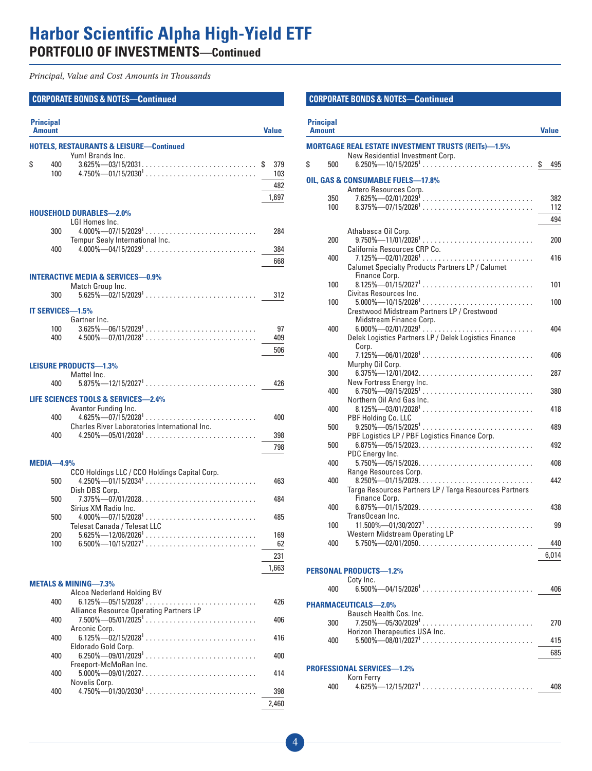# Harbor Scientific Alpha High-Yield ETF
## PORTFOLIO OF INVESTMENTS—Continued

*Principal, Value and Cost Amounts in Thousands*

### CORPORATE BONDS & NOTES—Continued

| Principal Amount | | Value |
|---|---|---|
| | **HOTELS, RESTAURANTS & LEISURE—Continued** | |
| | Yum! Brands Inc. | |
| $ 400 | 3.625%—03/15/2031 | $ 379 |
| 100 | 4.750%—01/15/2030[1] | 103 |
| | | 482 |
| | | 1,697 |
| | **HOUSEHOLD DURABLES—2.0%** | |
| | LGI Homes Inc. | |
| 300 | 4.000%—07/15/2029[1] | 284 |
| | Tempur Sealy International Inc. | |
| 400 | 4.000%—04/15/2029[1] | 384 |
| | | 668 |
| | **INTERACTIVE MEDIA & SERVICES—0.9%** | |
| | Match Group Inc. | |
| 300 | 5.625%—02/15/2029[1] | 312 |
| | **IT SERVICES—1.5%** | |
| | Gartner Inc. | |
| 100 | 3.625%—06/15/2029[1] | 97 |
| 400 | 4.500%—07/01/2028[1] | 409 |
| | | 506 |
| | **LEISURE PRODUCTS—1.3%** | |
| | Mattel Inc. | |
| 400 | 5.875%—12/15/2027[1] | 426 |
| | **LIFE SCIENCES TOOLS & SERVICES—2.4%** | |
| | Avantor Funding Inc. | |
| 400 | 4.625%—07/15/2028[1] | 400 |
| | Charles River Laboratories International Inc. | |
| 400 | 4.250%—05/01/2028[1] | 398 |
| | | 798 |
| | **MEDIA—4.9%** | |
| | CCO Holdings LLC / CCO Holdings Capital Corp. | |
| 500 | 4.250%—01/15/2034[1] | 463 |
| | Dish DBS Corp. | |
| 500 | 7.375%—07/01/2028 | 484 |
| | Sirius XM Radio Inc. | |
| 500 | 4.000%—07/15/2028[1] | 485 |
| | Telesat Canada / Telesat LLC | |
| 200 | 5.625%—12/06/2026[1] | 169 |
| 100 | 6.500%—10/15/2027[1] | 62 |
| | | 231 |
| | | 1,663 |
| | **METALS & MINING—7.3%** | |
| | Alcoa Nederland Holding BV | |
| 400 | 6.125%—05/15/2028[1] | 426 |
| | Alliance Resource Operating Partners LP | |
| 400 | 7.500%—05/01/2025[1] | 406 |
| | Arconic Corp. | |
| 400 | 6.125%—02/15/2028[1] | 416 |
| | Eldorado Gold Corp. | |
| 400 | 6.250%—09/01/2029[1] | 400 |
| | Freeport-McMoRan Inc. | |
| 400 | 5.000%—09/01/2027 | 414 |
| | Novelis Corp. | |
| 400 | 4.750%—01/30/2030[1] | 398 |
| | | 2,460 |
| | **MORTGAGE REAL ESTATE INVESTMENT TRUSTS (REITs)—1.5%** | |
| | New Residential Investment Corp. | |
| $ 500 | 6.250%—10/15/2025[1] | $ 495 |
| | **OIL, GAS & CONSUMABLE FUELS—17.8%** | |
| | Antero Resources Corp. | |
| 350 | 7.625%—02/01/2029[1] | 382 |
| 100 | 8.375%—07/15/2026[1] | 112 |
| | | 494 |
| | Athabasca Oil Corp. | |
| 200 | 9.750%—11/01/2026[1] | 200 |
| | California Resources CRP Co. | |
| 400 | 7.125%—02/01/2026[1] | 416 |
| | Calumet Specialty Products Partners LP / Calumet Finance Corp. | |
| 100 | 8.125%—01/15/2027[1] | 101 |
| | Civitas Resources Inc. | |
| 100 | 5.000%—10/15/2026[1] | 100 |
| | Crestwood Midstream Partners LP / Crestwood Midstream Finance Corp. | |
| 400 | 6.000%—02/01/2029[1] | 404 |
| | Delek Logistics Partners LP / Delek Logistics Finance Corp. | |
| 400 | 7.125%—06/01/2028[1] | 406 |
| | Murphy Oil Corp. | |
| 300 | 6.375%—12/01/2042 | 287 |
| | New Fortress Energy Inc. | |
| 400 | 6.750%—09/15/2025[1] | 380 |
| | Northern Oil And Gas Inc. | |
| 400 | 8.125%—03/01/2028[1] | 418 |
| | PBF Holding Co. LLC | |
| 500 | 9.250%—05/15/2025[1] | 489 |
| | PBF Logistics LP / PBF Logistics Finance Corp. | |
| 500 | 6.875%—05/15/2023 | 492 |
| | PDC Energy Inc. | |
| 400 | 5.750%—05/15/2026 | 408 |
| | Range Resources Corp. | |
| 400 | 8.250%—01/15/2029 | 442 |
| | Targa Resources Partners LP / Targa Resources Partners Finance Corp. | |
| 400 | 6.875%—01/15/2029 | 438 |
| | TransOcean Inc. | |
| 100 | 11.500%—01/30/2027[1] | 99 |
| | Western Midstream Operating LP | |
| 400 | 5.750%—02/01/2050 | 440 |
| | | 6,014 |
| | **PERSONAL PRODUCTS—1.2%** | |
| | Coty Inc. | |
| 400 | 6.500%—04/15/2026[1] | 406 |
| | **PHARMACEUTICALS—2.0%** | |
| | Bausch Health Cos. Inc. | |
| 300 | 7.250%—05/30/2029[1] | 270 |
| | Horizon Therapeutics USA Inc. | |
| 400 | 5.500%—08/01/2027[1] | 415 |
| | | 685 |
| | **PROFESSIONAL SERVICES—1.2%** | |
| | Korn Ferry | |
| 400 | 4.625%—12/15/2027[1] | 408 |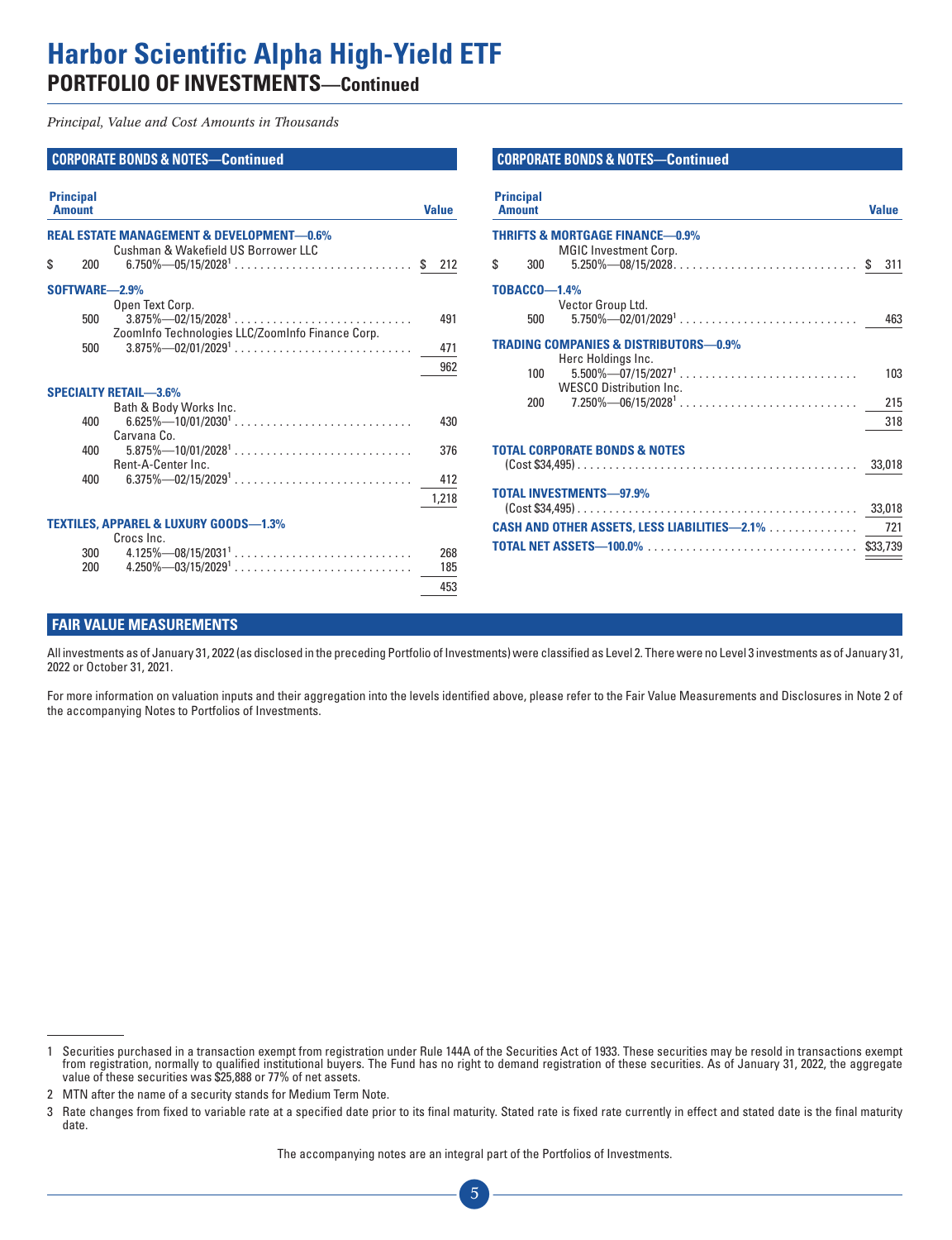# Harbor Scientific Alpha High-Yield ETF
## PORTFOLIO OF INVESTMENTS—Continued

*Principal, Value and Cost Amounts in Thousands*

### CORPORATE BONDS & NOTES—Continued

| Principal Amount | | Value |
|---|---|---|
| **REAL ESTATE MANAGEMENT & DEVELOPMENT—0.6%** | | |
| | Cushman & Wakefield US Borrower LLC | |
| $ 200 | 6.750%—05/15/2028[1] | $ 212 |
| **SOFTWARE—2.9%** | | |
| | Open Text Corp. | |
| 500 | 3.875%—02/15/2028[1] | 491 |
| | ZoomInfo Technologies LLC/ZoomInfo Finance Corp. | |
| 500 | 3.875%—02/01/2029[1] | 471 |
| | | 962 |
| **SPECIALTY RETAIL—3.6%** | | |
| | Bath & Body Works Inc. | |
| 400 | 6.625%—10/01/2030[1] | 430 |
| | Carvana Co. | |
| 400 | 5.875%—10/01/2028[1] | 376 |
| | Rent-A-Center Inc. | |
| 400 | 6.375%—02/15/2029[1] | 412 |
| | | 1,218 |
| **TEXTILES, APPAREL & LUXURY GOODS—1.3%** | | |
| | Crocs Inc. | |
| 300 | 4.125%—08/15/2031[1] | 268 |
| 200 | 4.250%—03/15/2029[1] | 185 |
| | | 453 |
| **THRIFTS & MORTGAGE FINANCE—0.9%** | | |
| | MGIC Investment Corp. | |
| $ 300 | 5.250%—08/15/2028 | $ 311 |
| **TOBACCO—1.4%** | | |
| | Vector Group Ltd. | |
| 500 | 5.750%—02/01/2029[1] | 463 |
| **TRADING COMPANIES & DISTRIBUTORS—0.9%** | | |
| | Herc Holdings Inc. | |
| 100 | 5.500%—07/15/2027[1] | 103 |
| | WESCO Distribution Inc. | |
| 200 | 7.250%—06/15/2028[1] | 215 |
| | | 318 |
| **TOTAL CORPORATE BONDS & NOTES** (Cost $34,495) | | 33,018 |
| **TOTAL INVESTMENTS—97.9%** (Cost $34,495) | | 33,018 |
| **CASH AND OTHER ASSETS, LESS LIABILITIES—2.1%** | | 721 |
| **TOTAL NET ASSETS—100.0%** | | $33,739 |

### FAIR VALUE MEASUREMENTS

All investments as of January 31, 2022 (as disclosed in the preceding Portfolio of Investments) were classified as Level 2. There were no Level 3 investments as of January 31, 2022 or October 31, 2021.

For more information on valuation inputs and their aggregation into the levels identified above, please refer to the Fair Value Measurements and Disclosures in Note 2 of the accompanying Notes to Portfolios of Investments.

1 Securities purchased in a transaction exempt from registration under Rule 144A of the Securities Act of 1933. These securities may be resold in transactions exempt from registration, normally to qualified institutional buyers. The Fund has no right to demand registration of these securities. As of January 31, 2022, the aggregate value of these securities was $25,888 or 77% of net assets.

2 MTN after the name of a security stands for Medium Term Note.

3 Rate changes from fixed to variable rate at a specified date prior to its final maturity. Stated rate is fixed rate currently in effect and stated date is the final maturity date.

The accompanying notes are an integral part of the Portfolios of Investments.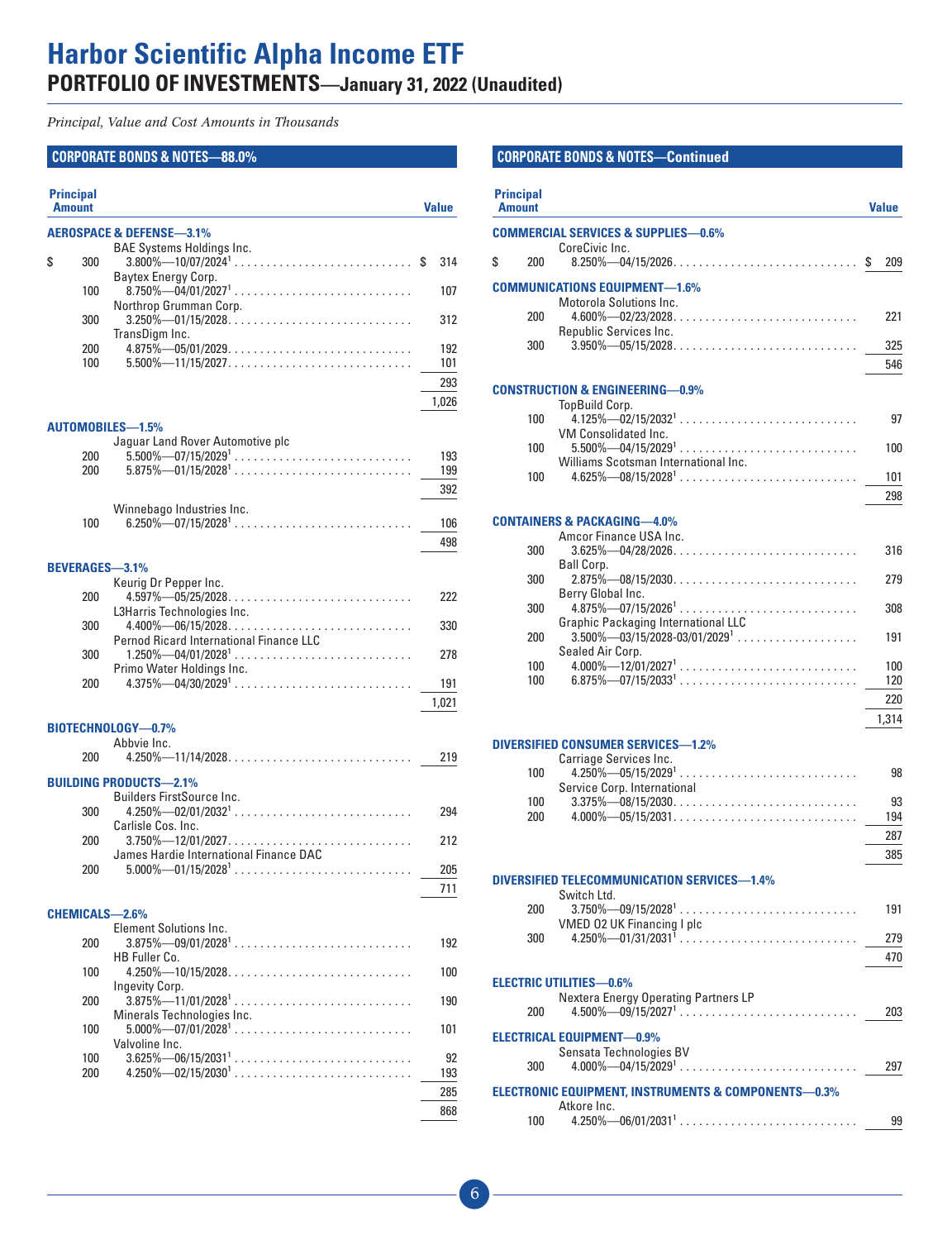# Harbor Scientific Alpha Income ETF

## PORTFOLIO OF INVESTMENTS—January 31, 2022 (Unaudited)

*Principal, Value and Cost Amounts in Thousands*

### CORPORATE BONDS & NOTES—88.0%

| Principal Amount | | Value |
|---|---|---|
| **AEROSPACE & DEFENSE—3.1%** | | |
| | BAE Systems Holdings Inc. | |
| $ 300 | 3.800%—10/07/2024[1] | $ 314 |
| | Baytex Energy Corp. | |
| 100 | 8.750%—04/01/2027[1] | 107 |
| | Northrop Grumman Corp. | |
| 300 | 3.250%—01/15/2028 | 312 |
| | TransDigm Inc. | |
| 200 | 4.875%—05/01/2029 | 192 |
| 100 | 5.500%—11/15/2027 | 101 |
| | | 293 |
| | | 1,026 |
| **AUTOMOBILES—1.5%** | | |
| | Jaguar Land Rover Automotive plc | |
| 200 | 5.500%—07/15/2029[1] | 193 |
| 200 | 5.875%—01/15/2028[1] | 199 |
| | | 392 |
| | Winnebago Industries Inc. | |
| 100 | 6.250%—07/15/2028[1] | 106 |
| | | 498 |
| **BEVERAGES—3.1%** | | |
| | Keurig Dr Pepper Inc. | |
| 200 | 4.597%—05/25/2028 | 222 |
| | L3Harris Technologies Inc. | |
| 300 | 4.400%—06/15/2028 | 330 |
| | Pernod Ricard International Finance LLC | |
| 300 | 1.250%—04/01/2028[1] | 278 |
| | Primo Water Holdings Inc. | |
| 200 | 4.375%—04/30/2029[1] | 191 |
| | | 1,021 |
| **BIOTECHNOLOGY—0.7%** | | |
| | Abbvie Inc. | |
| 200 | 4.250%—11/14/2028 | 219 |
| **BUILDING PRODUCTS—2.1%** | | |
| | Builders FirstSource Inc. | |
| 300 | 4.250%—02/01/2032[1] | 294 |
| | Carlisle Cos. Inc. | |
| 200 | 3.750%—12/01/2027 | 212 |
| | James Hardie International Finance DAC | |
| 200 | 5.000%—01/15/2028[1] | 205 |
| | | 711 |
| **CHEMICALS—2.6%** | | |
| | Element Solutions Inc. | |
| 200 | 3.875%—09/01/2028[1] | 192 |
| | HB Fuller Co. | |
| 100 | 4.250%—10/15/2028 | 100 |
| | Ingevity Corp. | |
| 200 | 3.875%—11/01/2028[1] | 190 |
| | Minerals Technologies Inc. | |
| 100 | 5.000%—07/01/2028[1] | 101 |
| | Valvoline Inc. | |
| 100 | 3.625%—06/15/2031[1] | 92 |
| 200 | 4.250%—02/15/2030[1] | 193 |
| | | 285 |
| | | 868 |

### CORPORATE BONDS & NOTES—Continued

| Principal Amount | | Value |
|---|---|---|
| **COMMERCIAL SERVICES & SUPPLIES—0.6%** | | |
| | CoreCivic Inc. | |
| $ 200 | 8.250%—04/15/2026 | $ 209 |
| **COMMUNICATIONS EQUIPMENT—1.6%** | | |
| | Motorola Solutions Inc. | |
| 200 | 4.600%—02/23/2028 | 221 |
| | Republic Services Inc. | |
| 300 | 3.950%—05/15/2028 | 325 |
| | | 546 |
| **CONSTRUCTION & ENGINEERING—0.9%** | | |
| | TopBuild Corp. | |
| 100 | 4.125%—02/15/2032[1] | 97 |
| | VM Consolidated Inc. | |
| 100 | 5.500%—04/15/2029[1] | 100 |
| | Williams Scotsman International Inc. | |
| 100 | 4.625%—08/15/2028[1] | 101 |
| | | 298 |
| **CONTAINERS & PACKAGING—4.0%** | | |
| | Amcor Finance USA Inc. | |
| 300 | 3.625%—04/28/2026 | 316 |
| | Ball Corp. | |
| 300 | 2.875%—08/15/2030 | 279 |
| | Berry Global Inc. | |
| 300 | 4.875%—07/15/2026[1] | 308 |
| | Graphic Packaging International LLC | |
| 200 | 3.500%—03/15/2028-03/01/2029[1] | 191 |
| | Sealed Air Corp. | |
| 100 | 4.000%—12/01/2027[1] | 100 |
| 100 | 6.875%—07/15/2033[1] | 120 |
| | | 220 |
| | | 1,314 |
| **DIVERSIFIED CONSUMER SERVICES—1.2%** | | |
| | Carriage Services Inc. | |
| 100 | 4.250%—05/15/2029[1] | 98 |
| | Service Corp. International | |
| 100 | 3.375%—08/15/2030 | 93 |
| 200 | 4.000%—05/15/2031 | 194 |
| | | 287 |
| | | 385 |
| **DIVERSIFIED TELECOMMUNICATION SERVICES—1.4%** | | |
| | Switch Ltd. | |
| 200 | 3.750%—09/15/2028[1] | 191 |
| | VMED O2 UK Financing I plc | |
| 300 | 4.250%—01/31/2031[1] | 279 |
| | | 470 |
| **ELECTRIC UTILITIES—0.6%** | | |
| | Nextera Energy Operating Partners LP | |
| 200 | 4.500%—09/15/2027[1] | 203 |
| **ELECTRICAL EQUIPMENT—0.9%** | | |
| | Sensata Technologies BV | |
| 300 | 4.000%—04/15/2029[1] | 297 |
| **ELECTRONIC EQUIPMENT, INSTRUMENTS & COMPONENTS—0.3%** | | |
| | Atkore Inc. | |
| 100 | 4.250%—06/01/2031[1] | 99 |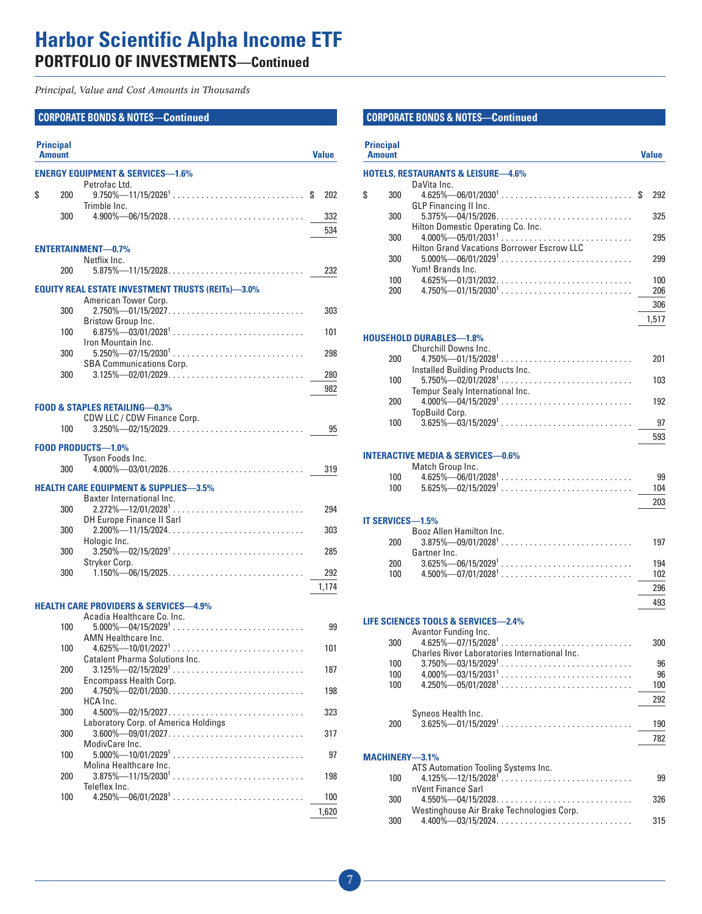# Harbor Scientific Alpha Income ETF
## PORTFOLIO OF INVESTMENTS—Continued

*Principal, Value and Cost Amounts in Thousands*

### CORPORATE BONDS & NOTES—Continued

| Principal Amount | | Value |
|---|---|---|
| **ENERGY EQUIPMENT & SERVICES—1.6%** | | |
| | Petrofac Ltd. | |
| $ 200 | 9.750%—11/15/2026[1] | $ 202 |
| | Trimble Inc. | |
| 300 | 4.900%—06/15/2028 | 332 |
| | | 534 |
| **ENTERTAINMENT—0.7%** | | |
| | Netflix Inc. | |
| 200 | 5.875%—11/15/2028 | 232 |
| **EQUITY REAL ESTATE INVESTMENT TRUSTS (REITs)—3.0%** | | |
| | American Tower Corp. | |
| 300 | 2.750%—01/15/2027 | 303 |
| | Bristow Group Inc. | |
| 100 | 6.875%—03/01/2028[1] | 101 |
| | Iron Mountain Inc. | |
| 300 | 5.250%—07/15/2030[1] | 298 |
| | SBA Communications Corp. | |
| 300 | 3.125%—02/01/2029 | 280 |
| | | 982 |
| **FOOD & STAPLES RETAILING—0.3%** | | |
| | CDW LLC / CDW Finance Corp. | |
| 100 | 3.250%—02/15/2029 | 95 |
| **FOOD PRODUCTS—1.0%** | | |
| | Tyson Foods Inc. | |
| 300 | 4.000%—03/01/2026 | 319 |
| **HEALTH CARE EQUIPMENT & SUPPLIES—3.5%** | | |
| | Baxter International Inc. | |
| 300 | 2.272%—12/01/2028[1] | 294 |
| | DH Europe Finance II Sarl | |
| 300 | 2.200%—11/15/2024 | 303 |
| | Hologic Inc. | |
| 300 | 3.250%—02/15/2029[1] | 285 |
| | Stryker Corp. | |
| 300 | 1.150%—06/15/2025 | 292 |
| | | 1,174 |
| **HEALTH CARE PROVIDERS & SERVICES—4.9%** | | |
| | Acadia Healthcare Co. Inc. | |
| 100 | 5.000%—04/15/2029[1] | 99 |
| | AMN Healthcare Inc. | |
| 100 | 4.625%—10/01/2027[1] | 101 |
| | Catalent Pharma Solutions Inc. | |
| 200 | 3.125%—02/15/2029[1] | 187 |
| | Encompass Health Corp. | |
| 200 | 4.750%—02/01/2030 | 198 |
| | HCA Inc. | |
| 300 | 4.500%—02/15/2027 | 323 |
| | Laboratory Corp. of America Holdings | |
| 300 | 3.600%—09/01/2027 | 317 |
| | ModivCare Inc. | |
| 100 | 5.000%—10/01/2029[1] | 97 |
| | Molina Healthcare Inc. | |
| 200 | 3.875%—11/15/2030[1] | 198 |
| | Teleflex Inc. | |
| 100 | 4.250%—06/01/2028[1] | 100 |
| | | 1,620 |
| **HOTELS, RESTAURANTS & LEISURE—4.6%** | | |
| | DaVita Inc. | |
| $ 300 | 4.625%—06/01/2030[1] | $ 292 |
| | GLP Financing II Inc. | |
| 300 | 5.375%—04/15/2026 | 325 |
| | Hilton Domestic Operating Co. Inc. | |
| 300 | 4.000%—05/01/2031[1] | 295 |
| | Hilton Grand Vacations Borrower Escrow LLC | |
| 300 | 5.000%—06/01/2029[1] | 299 |
| | Yum! Brands Inc. | |
| 100 | 4.625%—01/31/2032 | 100 |
| 200 | 4.750%—01/15/2030[1] | 206 |
| | | 306 |
| | | 1,517 |
| **HOUSEHOLD DURABLES—1.8%** | | |
| | Churchill Downs Inc. | |
| 200 | 4.750%—01/15/2028[1] | 201 |
| | Installed Building Products Inc. | |
| 100 | 5.750%—02/01/2028[1] | 103 |
| | Tempur Sealy International Inc. | |
| 200 | 4.000%—04/15/2029[1] | 192 |
| | TopBuild Corp. | |
| 100 | 3.625%—03/15/2029[1] | 97 |
| | | 593 |
| **INTERACTIVE MEDIA & SERVICES—0.6%** | | |
| | Match Group Inc. | |
| 100 | 4.625%—06/01/2028[1] | 99 |
| 100 | 5.625%—02/15/2029[1] | 104 |
| | | 203 |
| **IT SERVICES—1.5%** | | |
| | Booz Allen Hamilton Inc. | |
| 200 | 3.875%—09/01/2028[1] | 197 |
| | Gartner Inc. | |
| 200 | 3.625%—06/15/2029[1] | 194 |
| 100 | 4.500%—07/01/2028[1] | 102 |
| | | 296 |
| | | 493 |
| **LIFE SCIENCES TOOLS & SERVICES—2.4%** | | |
| | Avantor Funding Inc. | |
| 300 | 4.625%—07/15/2028[1] | 300 |
| | Charles River Laboratories International Inc. | |
| 100 | 3.750%—03/15/2029[1] | 96 |
| 100 | 4.000%—03/15/2031[1] | 96 |
| 100 | 4.250%—05/01/2028[1] | 100 |
| | | 292 |
| | Syneos Health Inc. | |
| 200 | 3.625%—01/15/2029[1] | 190 |
| | | 782 |
| **MACHINERY—3.1%** | | |
| | ATS Automation Tooling Systems Inc. | |
| 100 | 4.125%—12/15/2028[1] | 99 |
| | nVent Finance Sarl | |
| 300 | 4.550%—04/15/2028 | 326 |
| | Westinghouse Air Brake Technologies Corp. | |
| 300 | 4.400%—03/15/2024 | 315 |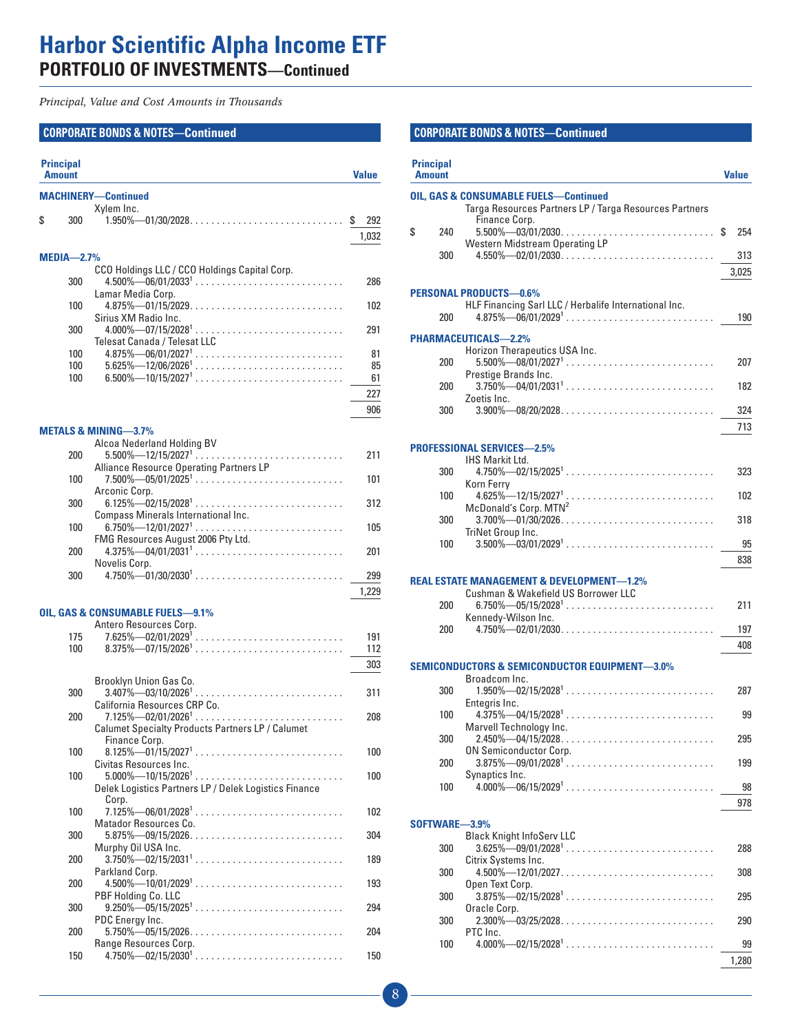# Harbor Scientific Alpha Income ETF
## PORTFOLIO OF INVESTMENTS—Continued

*Principal, Value and Cost Amounts in Thousands*

### CORPORATE BONDS & NOTES—Continued

| Principal Amount | | Value |
|---|---|---|
| | **MACHINERY—Continued** | |
| | Xylem Inc. | |
| $ 300 | 1.950%—01/30/2028 | $ 292 |
| | | 1,032 |
| | **MEDIA—2.7%** | |
| | CCO Holdings LLC / CCO Holdings Capital Corp. | |
| 300 | 4.500%—06/01/2033[1] | 286 |
| | Lamar Media Corp. | |
| 100 | 4.875%—01/15/2029 | 102 |
| | Sirius XM Radio Inc. | |
| 300 | 4.000%—07/15/2028[1] | 291 |
| | Telesat Canada / Telesat LLC | |
| 100 | 4.875%—06/01/2027[1] | 81 |
| 100 | 5.625%—12/06/2026[1] | 85 |
| 100 | 6.500%—10/15/2027[1] | 61 |
| | | 227 |
| | | 906 |
| | **METALS & MINING—3.7%** | |
| | Alcoa Nederland Holding BV | |
| 200 | 5.500%—12/15/2027[1] | 211 |
| | Alliance Resource Operating Partners LP | |
| 100 | 7.500%—05/01/2025[1] | 101 |
| | Arconic Corp. | |
| 300 | 6.125%—02/15/2028[1] | 312 |
| | Compass Minerals International Inc. | |
| 100 | 6.750%—12/01/2027[1] | 105 |
| | FMG Resources August 2006 Pty Ltd. | |
| 200 | 4.375%—04/01/2031[1] | 201 |
| | Novelis Corp. | |
| 300 | 4.750%—01/30/2030[1] | 299 |
| | | 1,229 |
| | **OIL, GAS & CONSUMABLE FUELS—9.1%** | |
| | Antero Resources Corp. | |
| 175 | 7.625%—02/01/2029[1] | 191 |
| 100 | 8.375%—07/15/2026[1] | 112 |
| | | 303 |
| | Brooklyn Union Gas Co. | |
| 300 | 3.407%—03/10/2026[1] | 311 |
| | California Resources CRP Co. | |
| 200 | 7.125%—02/01/2026[1] | 208 |
| | Calumet Specialty Products Partners LP / Calumet Finance Corp. | |
| 100 | 8.125%—01/15/2027[1] | 100 |
| | Civitas Resources Inc. | |
| 100 | 5.000%—10/15/2026[1] | 100 |
| | Delek Logistics Partners LP / Delek Logistics Finance Corp. | |
| 100 | 7.125%—06/01/2028[1] | 102 |
| | Matador Resources Co. | |
| 300 | 5.875%—09/15/2026 | 304 |
| | Murphy Oil USA Inc. | |
| 200 | 3.750%—02/15/2031[1] | 189 |
| | Parkland Corp. | |
| 200 | 4.500%—10/01/2029[1] | 193 |
| | PBF Holding Co. LLC | |
| 300 | 9.250%—05/15/2025[1] | 294 |
| | PDC Energy Inc. | |
| 200 | 5.750%—05/15/2026 | 204 |
| | Range Resources Corp. | |
| 150 | 4.750%—02/15/2030[1] | 150 |
| | **OIL, GAS & CONSUMABLE FUELS—Continued** | |
| | Targa Resources Partners LP / Targa Resources Partners Finance Corp. | |
| $ 240 | 5.500%—03/01/2030 | $ 254 |
| | Western Midstream Operating LP | |
| 300 | 4.550%—02/01/2030 | 313 |
| | | 3,025 |
| | **PERSONAL PRODUCTS—0.6%** | |
| | HLF Financing Sarl LLC / Herbalife International Inc. | |
| 200 | 4.875%—06/01/2029[1] | 190 |
| | **PHARMACEUTICALS—2.2%** | |
| | Horizon Therapeutics USA Inc. | |
| 200 | 5.500%—08/01/2027[1] | 207 |
| | Prestige Brands Inc. | |
| 200 | 3.750%—04/01/2031[1] | 182 |
| | Zoetis Inc. | |
| 300 | 3.900%—08/20/2028 | 324 |
| | | 713 |
| | **PROFESSIONAL SERVICES—2.5%** | |
| | IHS Markit Ltd. | |
| 300 | 4.750%—02/15/2025[1] | 323 |
| | Korn Ferry | |
| 100 | 4.625%—12/15/2027[1] | 102 |
| | McDonald's Corp. MTN[2] | |
| 300 | 3.700%—01/30/2026 | 318 |
| | TriNet Group Inc. | |
| 100 | 3.500%—03/01/2029[1] | 95 |
| | | 838 |
| | **REAL ESTATE MANAGEMENT & DEVELOPMENT—1.2%** | |
| | Cushman & Wakefield US Borrower LLC | |
| 200 | 6.750%—05/15/2028[1] | 211 |
| | Kennedy-Wilson Inc. | |
| 200 | 4.750%—02/01/2030 | 197 |
| | | 408 |
| | **SEMICONDUCTORS & SEMICONDUCTOR EQUIPMENT—3.0%** | |
| | Broadcom Inc. | |
| 300 | 1.950%—02/15/2028[1] | 287 |
| | Entegris Inc. | |
| 100 | 4.375%—04/15/2028[1] | 99 |
| | Marvell Technology Inc. | |
| 300 | 2.450%—04/15/2028 | 295 |
| | ON Semiconductor Corp. | |
| 200 | 3.875%—09/01/2028[1] | 199 |
| | Synaptics Inc. | |
| 100 | 4.000%—06/15/2029[1] | 98 |
| | | 978 |
| | **SOFTWARE—3.9%** | |
| | Black Knight InfoServ LLC | |
| 300 | 3.625%—09/01/2028[1] | 288 |
| | Citrix Systems Inc. | |
| 300 | 4.500%—12/01/2027 | 308 |
| | Open Text Corp. | |
| 300 | 3.875%—02/15/2028[1] | 295 |
| | Oracle Corp. | |
| 300 | 2.300%—03/25/2028 | 290 |
| | PTC Inc. | |
| 100 | 4.000%—02/15/2028[1] | 99 |
| | | 1,280 |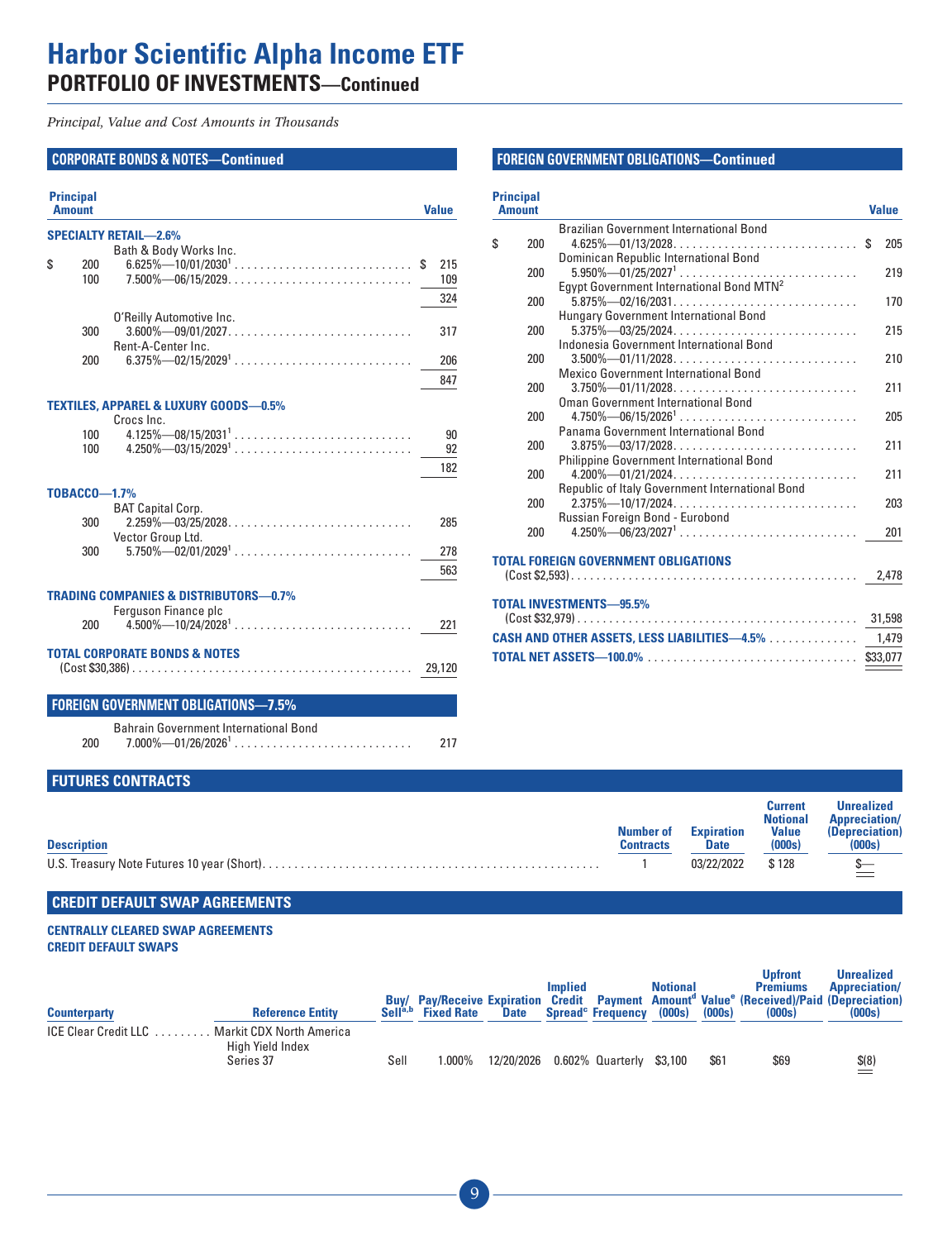# Harbor Scientific Alpha Income ETF
## PORTFOLIO OF INVESTMENTS—Continued

*Principal, Value and Cost Amounts in Thousands*

### CORPORATE BONDS & NOTES—Continued

| Principal Amount | | Value |
|---|---|---|
| | **SPECIALTY RETAIL—2.6%** | |
| | Bath & Body Works Inc. | |
| $ 200 | 6.625%—10/01/2030[1] | $ 215 |
| 100 | 7.500%—06/15/2029 | 109 |
| | | 324 |
| | O'Reilly Automotive Inc. | |
| 300 | 3.600%—09/01/2027 | 317 |
| | Rent-A-Center Inc. | |
| 200 | 6.375%—02/15/2029[1] | 206 |
| | | 847 |
| | **TEXTILES, APPAREL & LUXURY GOODS—0.5%** | |
| | Crocs Inc. | |
| 100 | 4.125%—08/15/2031[1] | 90 |
| 100 | 4.250%—03/15/2029[1] | 92 |
| | | 182 |
| | **TOBACCO—1.7%** | |
| | BAT Capital Corp. | |
| 300 | 2.259%—03/25/2028 | 285 |
| | Vector Group Ltd. | |
| 300 | 5.750%—02/01/2029[1] | 278 |
| | | 563 |
| | **TRADING COMPANIES & DISTRIBUTORS—0.7%** | |
| | Ferguson Finance plc | |
| 200 | 4.500%—10/24/2028[1] | 221 |
| | **TOTAL CORPORATE BONDS & NOTES** (Cost $30,386) | 29,120 |

### FOREIGN GOVERNMENT OBLIGATIONS—7.5%

| Principal Amount | | Value |
|---|---|---|
| | Bahrain Government International Bond | |
| 200 | 7.000%—01/26/2026[1] | 217 |
| | Brazilian Government International Bond | |
| $ 200 | 4.625%—01/13/2028 | $ 205 |
| | Dominican Republic International Bond | |
| 200 | 5.950%—01/25/2027[1] | 219 |
| | Egypt Government International Bond MTN[2] | |
| 200 | 5.875%—02/16/2031 | 170 |
| | Hungary Government International Bond | |
| 200 | 5.375%—03/25/2024 | 215 |
| | Indonesia Government International Bond | |
| 200 | 3.500%—01/11/2028 | 210 |
| | Mexico Government International Bond | |
| 200 | 3.750%—01/11/2028 | 211 |
| | Oman Government International Bond | |
| 200 | 4.750%—06/15/2026[1] | 205 |
| | Panama Government International Bond | |
| 200 | 3.875%—03/17/2028 | 211 |
| | Philippine Government International Bond | |
| 200 | 4.200%—01/21/2024 | 211 |
| | Republic of Italy Government International Bond | |
| 200 | 2.375%—10/17/2024 | 203 |
| | Russian Foreign Bond - Eurobond | |
| 200 | 4.250%—06/23/2027[1] | 201 |
| | **TOTAL FOREIGN GOVERNMENT OBLIGATIONS** (Cost $2,593) | 2,478 |
| | **TOTAL INVESTMENTS—95.5%** (Cost $32,979) | 31,598 |
| | **CASH AND OTHER ASSETS, LESS LIABILITIES—4.5%** | 1,479 |
| | **TOTAL NET ASSETS—100.0%** | $33,077 |

### FUTURES CONTRACTS

| Description | Number of Contracts | Expiration Date | Current Notional Value (000s) | Unrealized Appreciation/ (Depreciation) (000s) |
|---|---|---|---|---|
| U.S. Treasury Note Futures 10 year (Short) | 1 | 03/22/2022 | $ 128 | $— |

### CREDIT DEFAULT SWAP AGREEMENTS

**CENTRALLY CLEARED SWAP AGREEMENTS**
**CREDIT DEFAULT SWAPS**

| Counterparty | Reference Entity | Buy/ Sell[a,b] | Pay/Receive Fixed Rate | Expiration Date | Implied Credit Spread[c] | Payment Frequency | Notional Amount[d] (000s) | Value[e] (000s) | Upfront Premiums (Received)/Paid (000s) | Unrealized Appreciation/ (Depreciation) (000s) |
|---|---|---|---|---|---|---|---|---|---|---|
| ICE Clear Credit LLC | Markit CDX North America High Yield Index Series 37 | Sell | 1.000% | 12/20/2026 | 0.602% | Quarterly | $3,100 | $61 | $69 | $(8) |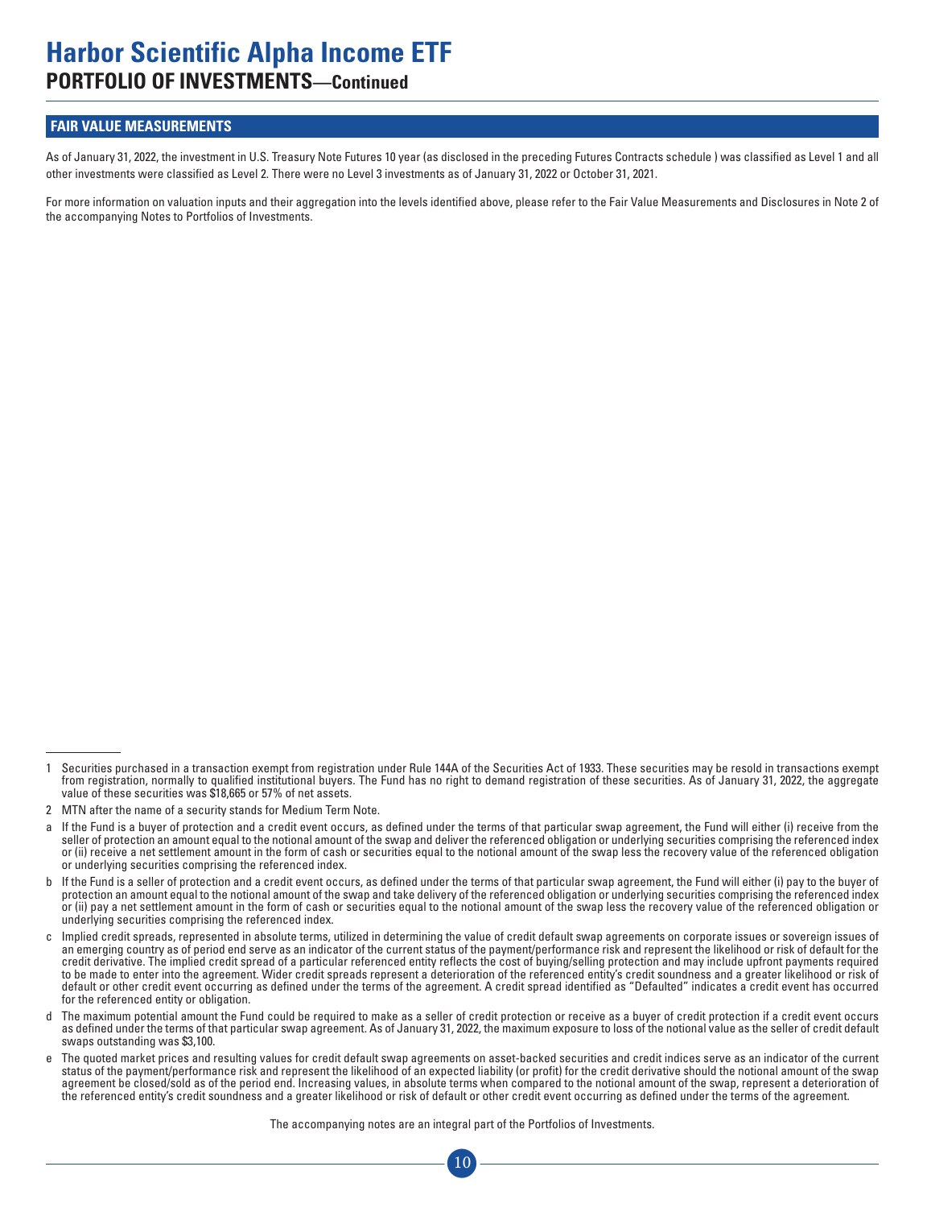# Harbor Scientific Alpha Income ETF

## PORTFOLIO OF INVESTMENTS—Continued

### FAIR VALUE MEASUREMENTS

As of January 31, 2022, the investment in U.S. Treasury Note Futures 10 year (as disclosed in the preceding Futures Contracts schedule ) was classified as Level 1 and all other investments were classified as Level 2. There were no Level 3 investments as of January 31, 2022 or October 31, 2021.

For more information on valuation inputs and their aggregation into the levels identified above, please refer to the Fair Value Measurements and Disclosures in Note 2 of the accompanying Notes to Portfolios of Investments.

---

1 Securities purchased in a transaction exempt from registration under Rule 144A of the Securities Act of 1933. These securities may be resold in transactions exempt from registration, normally to qualified institutional buyers. The Fund has no right to demand registration of these securities. As of January 31, 2022, the aggregate value of these securities was $18,665 or 57% of net assets.

2 MTN after the name of a security stands for Medium Term Note.

a If the Fund is a buyer of protection and a credit event occurs, as defined under the terms of that particular swap agreement, the Fund will either (i) receive from the seller of protection an amount equal to the notional amount of the swap and deliver the referenced obligation or underlying securities comprising the referenced index or (ii) receive a net settlement amount in the form of cash or securities equal to the notional amount of the swap less the recovery value of the referenced obligation or underlying securities comprising the referenced index.

b If the Fund is a seller of protection and a credit event occurs, as defined under the terms of that particular swap agreement, the Fund will either (i) pay to the buyer of protection an amount equal to the notional amount of the swap and take delivery of the referenced obligation or underlying securities comprising the referenced index or (ii) pay a net settlement amount in the form of cash or securities equal to the notional amount of the swap less the recovery value of the referenced obligation or underlying securities comprising the referenced index.

c Implied credit spreads, represented in absolute terms, utilized in determining the value of credit default swap agreements on corporate issues or sovereign issues of an emerging country as of period end serve as an indicator of the current status of the payment/performance risk and represent the likelihood or risk of default for the credit derivative. The implied credit spread of a particular referenced entity reflects the cost of buying/selling protection and may include upfront payments required to be made to enter into the agreement. Wider credit spreads represent a deterioration of the referenced entity's credit soundness and a greater likelihood or risk of default or other credit event occurring as defined under the terms of the agreement. A credit spread identified as "Defaulted" indicates a credit event has occurred for the referenced entity or obligation.

d The maximum potential amount the Fund could be required to make as a seller of credit protection or receive as a buyer of credit protection if a credit event occurs as defined under the terms of that particular swap agreement. As of January 31, 2022, the maximum exposure to loss of the notional value as the seller of credit default swaps outstanding was $3,100.

e The quoted market prices and resulting values for credit default swap agreements on asset-backed securities and credit indices serve as an indicator of the current status of the payment/performance risk and represent the likelihood of an expected liability (or profit) for the credit derivative should the notional amount of the swap agreement be closed/sold as of the period end. Increasing values, in absolute terms when compared to the notional amount of the swap, represent a deterioration of the referenced entity's credit soundness and a greater likelihood or risk of default or other credit event occurring as defined under the terms of the agreement.

The accompanying notes are an integral part of the Portfolios of Investments.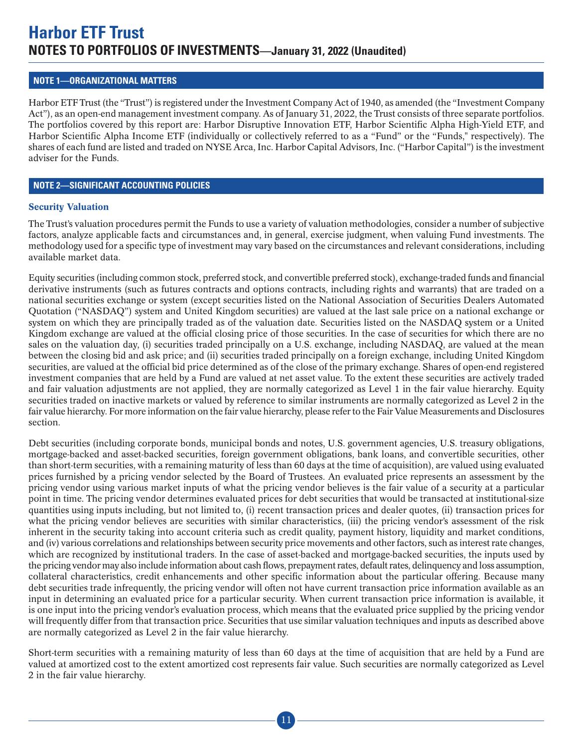# Harbor ETF Trust

## NOTES TO PORTFOLIOS OF INVESTMENTS—January 31, 2022 (Unaudited)

### NOTE 1—ORGANIZATIONAL MATTERS

Harbor ETF Trust (the "Trust") is registered under the Investment Company Act of 1940, as amended (the "Investment Company Act"), as an open-end management investment company. As of January 31, 2022, the Trust consists of three separate portfolios. The portfolios covered by this report are: Harbor Disruptive Innovation ETF, Harbor Scientific Alpha High-Yield ETF, and Harbor Scientific Alpha Income ETF (individually or collectively referred to as a "Fund" or the "Funds," respectively). The shares of each fund are listed and traded on NYSE Arca, Inc. Harbor Capital Advisors, Inc. ("Harbor Capital") is the investment adviser for the Funds.

### NOTE 2—SIGNIFICANT ACCOUNTING POLICIES

#### Security Valuation

The Trust's valuation procedures permit the Funds to use a variety of valuation methodologies, consider a number of subjective factors, analyze applicable facts and circumstances and, in general, exercise judgment, when valuing Fund investments. The methodology used for a specific type of investment may vary based on the circumstances and relevant considerations, including available market data.

Equity securities (including common stock, preferred stock, and convertible preferred stock), exchange-traded funds and financial derivative instruments (such as futures contracts and options contracts, including rights and warrants) that are traded on a national securities exchange or system (except securities listed on the National Association of Securities Dealers Automated Quotation ("NASDAQ") system and United Kingdom securities) are valued at the last sale price on a national exchange or system on which they are principally traded as of the valuation date. Securities listed on the NASDAQ system or a United Kingdom exchange are valued at the official closing price of those securities. In the case of securities for which there are no sales on the valuation day, (i) securities traded principally on a U.S. exchange, including NASDAQ, are valued at the mean between the closing bid and ask price; and (ii) securities traded principally on a foreign exchange, including United Kingdom securities, are valued at the official bid price determined as of the close of the primary exchange. Shares of open-end registered investment companies that are held by a Fund are valued at net asset value. To the extent these securities are actively traded and fair valuation adjustments are not applied, they are normally categorized as Level 1 in the fair value hierarchy. Equity securities traded on inactive markets or valued by reference to similar instruments are normally categorized as Level 2 in the fair value hierarchy. For more information on the fair value hierarchy, please refer to the Fair Value Measurements and Disclosures section.

Debt securities (including corporate bonds, municipal bonds and notes, U.S. government agencies, U.S. treasury obligations, mortgage-backed and asset-backed securities, foreign government obligations, bank loans, and convertible securities, other than short-term securities, with a remaining maturity of less than 60 days at the time of acquisition), are valued using evaluated prices furnished by a pricing vendor selected by the Board of Trustees. An evaluated price represents an assessment by the pricing vendor using various market inputs of what the pricing vendor believes is the fair value of a security at a particular point in time. The pricing vendor determines evaluated prices for debt securities that would be transacted at institutional-size quantities using inputs including, but not limited to, (i) recent transaction prices and dealer quotes, (ii) transaction prices for what the pricing vendor believes are securities with similar characteristics, (iii) the pricing vendor's assessment of the risk inherent in the security taking into account criteria such as credit quality, payment history, liquidity and market conditions, and (iv) various correlations and relationships between security price movements and other factors, such as interest rate changes, which are recognized by institutional traders. In the case of asset-backed and mortgage-backed securities, the inputs used by the pricing vendor may also include information about cash flows, prepayment rates, default rates, delinquency and loss assumption, collateral characteristics, credit enhancements and other specific information about the particular offering. Because many debt securities trade infrequently, the pricing vendor will often not have current transaction price information available as an input in determining an evaluated price for a particular security. When current transaction price information is available, it is one input into the pricing vendor's evaluation process, which means that the evaluated price supplied by the pricing vendor will frequently differ from that transaction price. Securities that use similar valuation techniques and inputs as described above are normally categorized as Level 2 in the fair value hierarchy.

Short-term securities with a remaining maturity of less than 60 days at the time of acquisition that are held by a Fund are valued at amortized cost to the extent amortized cost represents fair value. Such securities are normally categorized as Level 2 in the fair value hierarchy.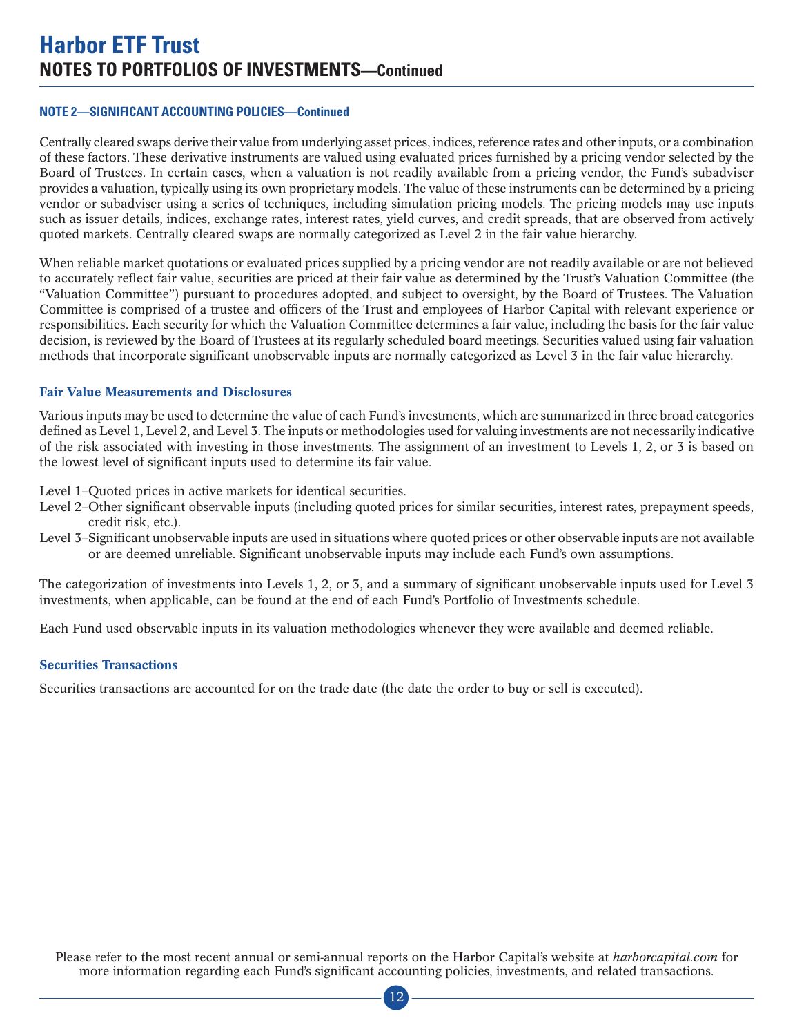#### NOTE 2—SIGNIFICANT ACCOUNTING POLICIES—Continued

Centrally cleared swaps derive their value from underlying asset prices, indices, reference rates and other inputs, or a combination of these factors. These derivative instruments are valued using evaluated prices furnished by a pricing vendor selected by the Board of Trustees. In certain cases, when a valuation is not readily available from a pricing vendor, the Fund's subadviser provides a valuation, typically using its own proprietary models. The value of these instruments can be determined by a pricing vendor or subadviser using a series of techniques, including simulation pricing models. The pricing models may use inputs such as issuer details, indices, exchange rates, interest rates, yield curves, and credit spreads, that are observed from actively quoted markets. Centrally cleared swaps are normally categorized as Level 2 in the fair value hierarchy.

When reliable market quotations or evaluated prices supplied by a pricing vendor are not readily available or are not believed to accurately reflect fair value, securities are priced at their fair value as determined by the Trust's Valuation Committee (the "Valuation Committee") pursuant to procedures adopted, and subject to oversight, by the Board of Trustees. The Valuation Committee is comprised of a trustee and officers of the Trust and employees of Harbor Capital with relevant experience or responsibilities. Each security for which the Valuation Committee determines a fair value, including the basis for the fair value decision, is reviewed by the Board of Trustees at its regularly scheduled board meetings. Securities valued using fair valuation methods that incorporate significant unobservable inputs are normally categorized as Level 3 in the fair value hierarchy.

#### Fair Value Measurements and Disclosures

Various inputs may be used to determine the value of each Fund's investments, which are summarized in three broad categories defined as Level 1, Level 2, and Level 3. The inputs or methodologies used for valuing investments are not necessarily indicative of the risk associated with investing in those investments. The assignment of an investment to Levels 1, 2, or 3 is based on the lowest level of significant inputs used to determine its fair value.

Level 1–Quoted prices in active markets for identical securities.
Level 2–Other significant observable inputs (including quoted prices for similar securities, interest rates, prepayment speeds, credit risk, etc.).
Level 3–Significant unobservable inputs are used in situations where quoted prices or other observable inputs are not available or are deemed unreliable. Significant unobservable inputs may include each Fund's own assumptions.

The categorization of investments into Levels 1, 2, or 3, and a summary of significant unobservable inputs used for Level 3 investments, when applicable, can be found at the end of each Fund's Portfolio of Investments schedule.

Each Fund used observable inputs in its valuation methodologies whenever they were available and deemed reliable.

#### Securities Transactions

Securities transactions are accounted for on the trade date (the date the order to buy or sell is executed).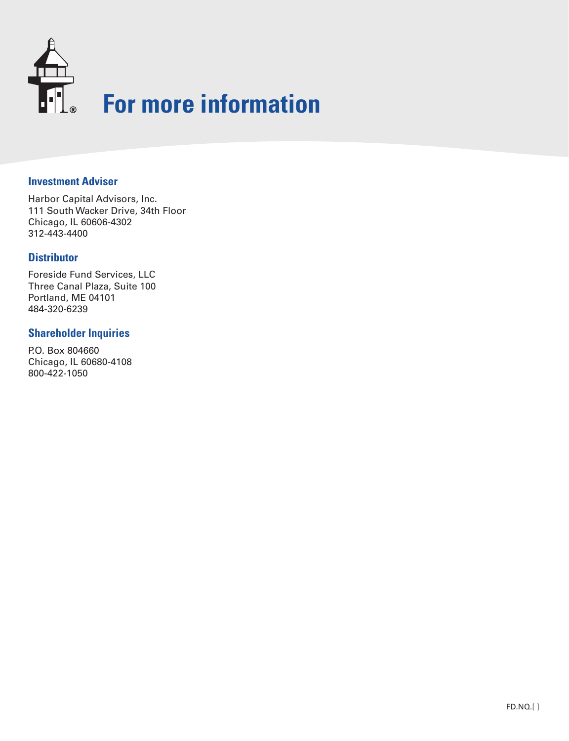# For more information

### Investment Adviser

Harbor Capital Advisors, Inc.
111 South Wacker Drive, 34th Floor
Chicago, IL 60606-4302
312-443-4400

### Distributor

Foreside Fund Services, LLC
Three Canal Plaza, Suite 100
Portland, ME 04101
484-320-6239

### Shareholder Inquiries

P.O. Box 804660
Chicago, IL 60680-4108
800-422-1050

FD.NQ.[ ]